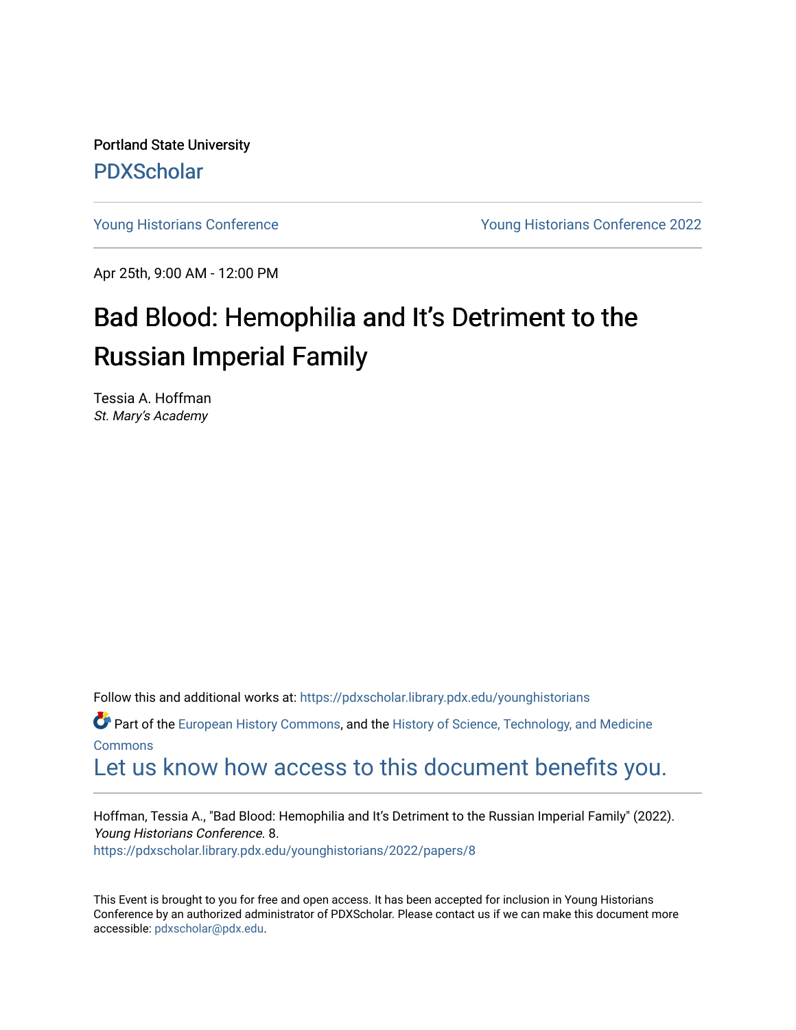Portland State University

PDXScholar

Young Historians Conference | Young Historians Conference 2022

Apr 25th, 9:00 AM - 12:00 PM

# Bad Blood: Hemophilia and It's Detriment to the Russian Imperial Family

Tessia A. Hoffman
*St. Mary's Academy*

Follow this and additional works at: https://pdxscholar.library.pdx.edu/younghistorians

Part of the European History Commons, and the History of Science, Technology, and Medicine Commons

Let us know how access to this document benefits you.

Hoffman, Tessia A., "Bad Blood: Hemophilia and It's Detriment to the Russian Imperial Family" (2022). *Young Historians Conference*. 8.
https://pdxscholar.library.pdx.edu/younghistorians/2022/papers/8

This Event is brought to you for free and open access. It has been accepted for inclusion in Young Historians Conference by an authorized administrator of PDXScholar. Please contact us if we can make this document more accessible: pdxscholar@pdx.edu.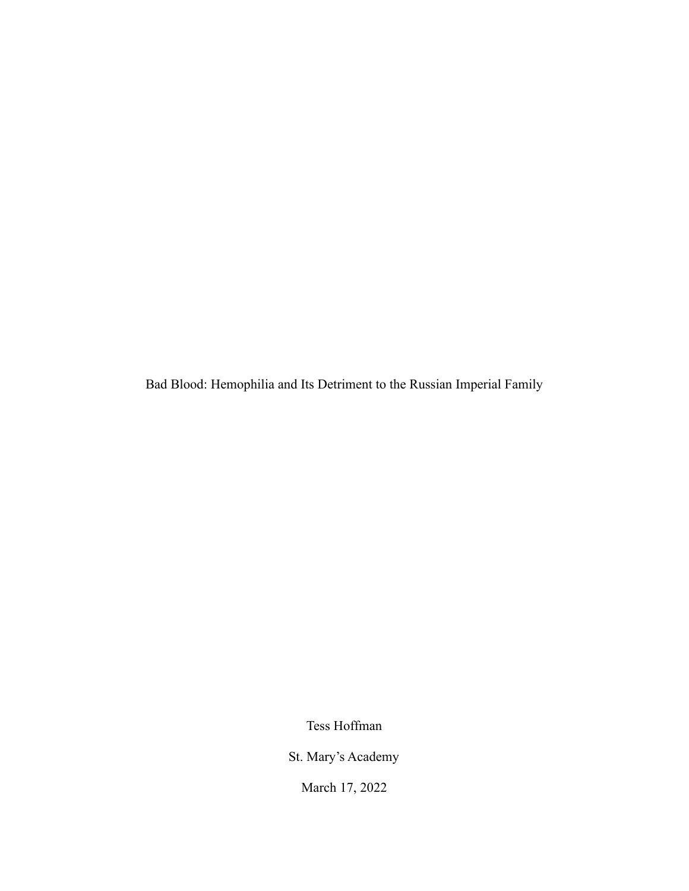# Bad Blood: Hemophilia and Its Detriment to the Russian Imperial Family

Tess Hoffman

St. Mary's Academy

March 17, 2022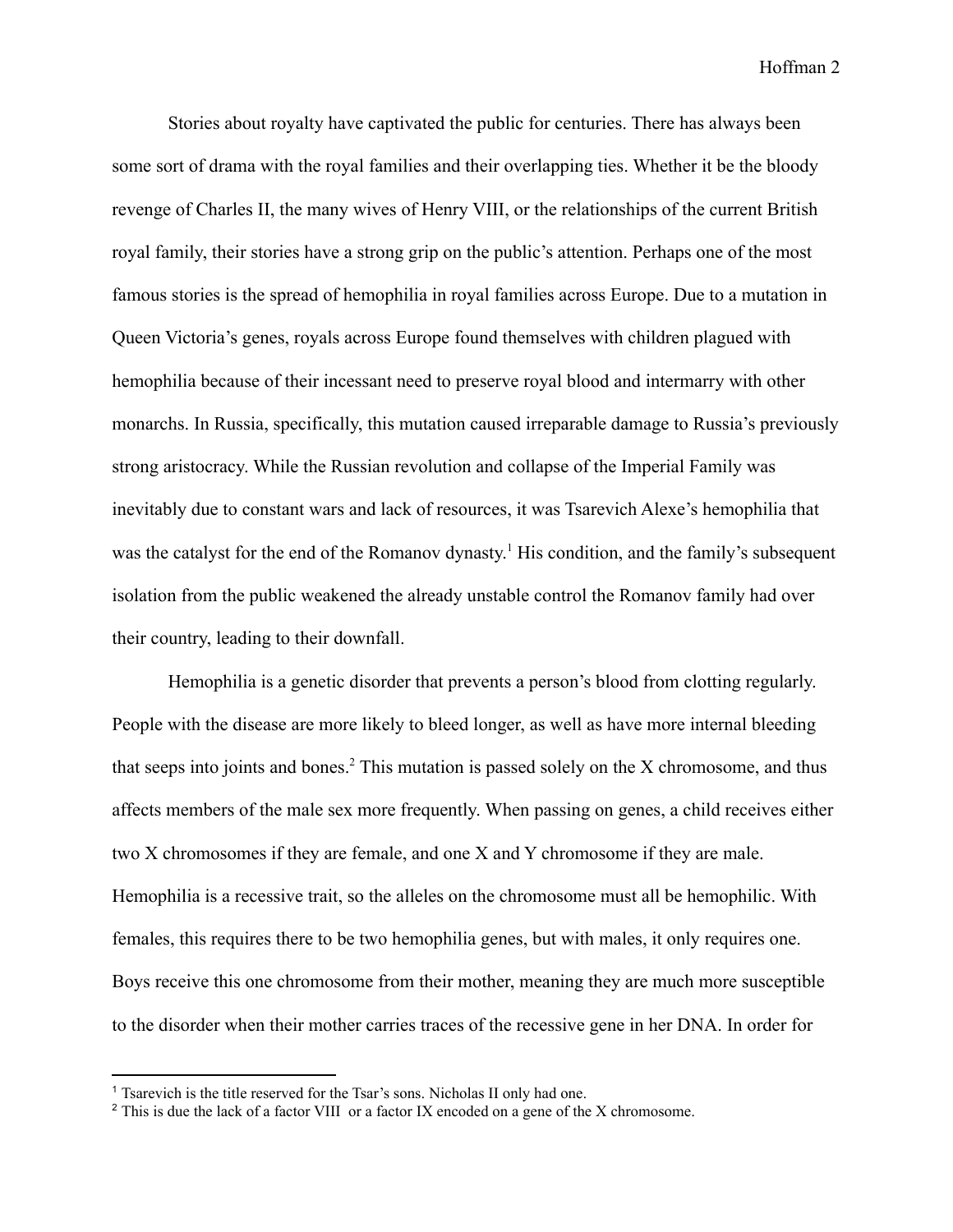Stories about royalty have captivated the public for centuries. There has always been some sort of drama with the royal families and their overlapping ties. Whether it be the bloody revenge of Charles II, the many wives of Henry VIII, or the relationships of the current British royal family, their stories have a strong grip on the public's attention. Perhaps one of the most famous stories is the spread of hemophilia in royal families across Europe. Due to a mutation in Queen Victoria's genes, royals across Europe found themselves with children plagued with hemophilia because of their incessant need to preserve royal blood and intermarry with other monarchs. In Russia, specifically, this mutation caused irreparable damage to Russia's previously strong aristocracy. While the Russian revolution and collapse of the Imperial Family was inevitably due to constant wars and lack of resources, it was Tsarevich Alexe's hemophilia that was the catalyst for the end of the Romanov dynasty.[1] His condition, and the family's subsequent isolation from the public weakened the already unstable control the Romanov family had over their country, leading to their downfall.

Hemophilia is a genetic disorder that prevents a person's blood from clotting regularly. People with the disease are more likely to bleed longer, as well as have more internal bleeding that seeps into joints and bones.[2] This mutation is passed solely on the X chromosome, and thus affects members of the male sex more frequently. When passing on genes, a child receives either two X chromosomes if they are female, and one X and Y chromosome if they are male. Hemophilia is a recessive trait, so the alleles on the chromosome must all be hemophilic. With females, this requires there to be two hemophilia genes, but with males, it only requires one. Boys receive this one chromosome from their mother, meaning they are much more susceptible to the disorder when their mother carries traces of the recessive gene in her DNA. In order for

---

[1] Tsarevich is the title reserved for the Tsar's sons. Nicholas II only had one.

[2] This is due the lack of a factor VIII or a factor IX encoded on a gene of the X chromosome.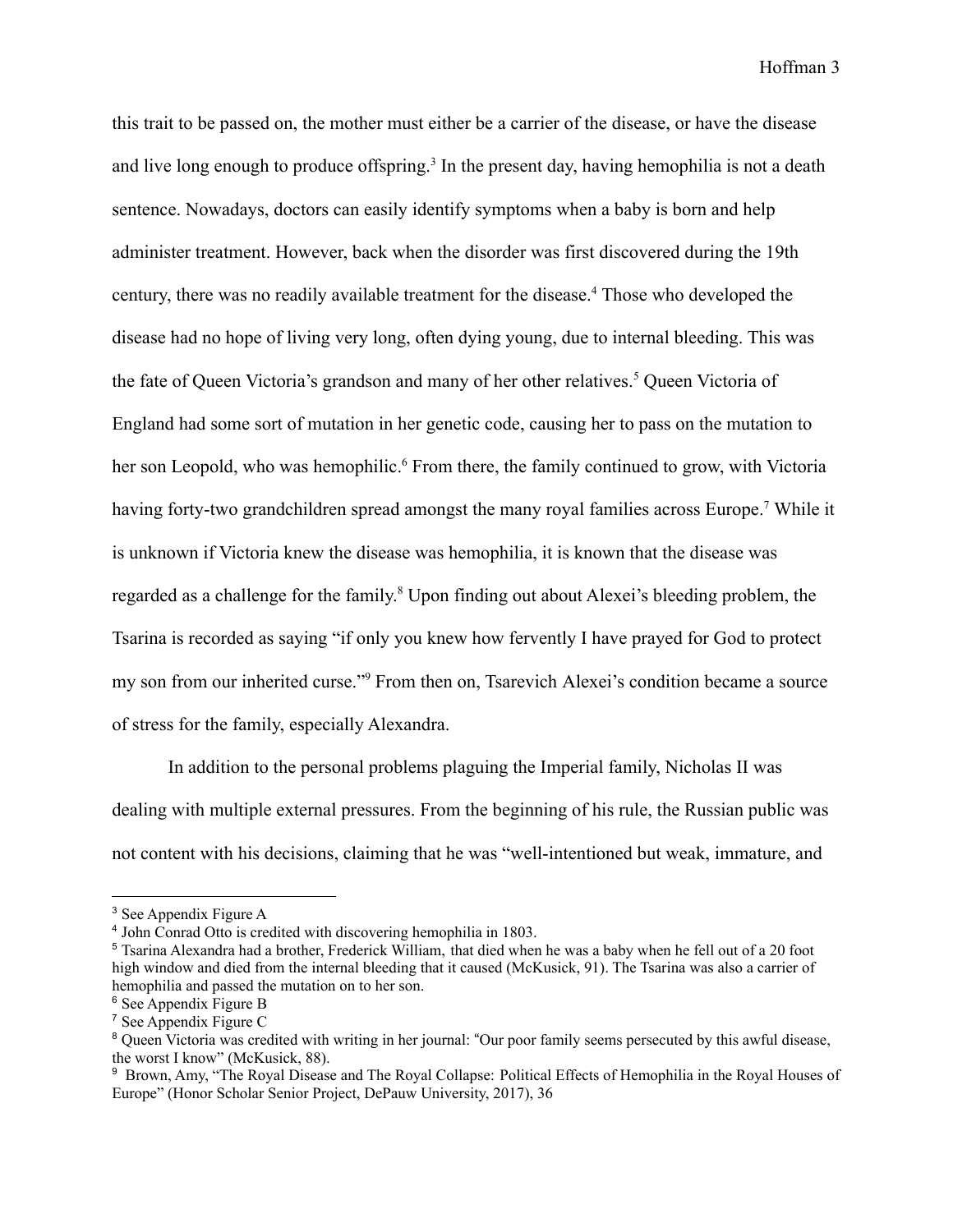this trait to be passed on, the mother must either be a carrier of the disease, or have the disease and live long enough to produce offspring.[3] In the present day, having hemophilia is not a death sentence. Nowadays, doctors can easily identify symptoms when a baby is born and help administer treatment. However, back when the disorder was first discovered during the 19th century, there was no readily available treatment for the disease.[4] Those who developed the disease had no hope of living very long, often dying young, due to internal bleeding. This was the fate of Queen Victoria's grandson and many of her other relatives.[5] Queen Victoria of England had some sort of mutation in her genetic code, causing her to pass on the mutation to her son Leopold, who was hemophilic.[6] From there, the family continued to grow, with Victoria having forty-two grandchildren spread amongst the many royal families across Europe.[7] While it is unknown if Victoria knew the disease was hemophilia, it is known that the disease was regarded as a challenge for the family.[8] Upon finding out about Alexei's bleeding problem, the Tsarina is recorded as saying "if only you knew how fervently I have prayed for God to protect my son from our inherited curse."[9] From then on, Tsarevich Alexei's condition became a source of stress for the family, especially Alexandra.

In addition to the personal problems plaguing the Imperial family, Nicholas II was dealing with multiple external pressures. From the beginning of his rule, the Russian public was not content with his decisions, claiming that he was "well-intentioned but weak, immature, and

---

[3] See Appendix Figure A

[4] John Conrad Otto is credited with discovering hemophilia in 1803.

[5] Tsarina Alexandra had a brother, Frederick William, that died when he was a baby when he fell out of a 20 foot high window and died from the internal bleeding that it caused (McKusick, 91). The Tsarina was also a carrier of hemophilia and passed the mutation on to her son.

[6] See Appendix Figure B

[7] See Appendix Figure C

[8] Queen Victoria was credited with writing in her journal: "Our poor family seems persecuted by this awful disease, the worst I know" (McKusick, 88).

[9] Brown, Amy, "The Royal Disease and The Royal Collapse: Political Effects of Hemophilia in the Royal Houses of Europe" (Honor Scholar Senior Project, DePauw University, 2017), 36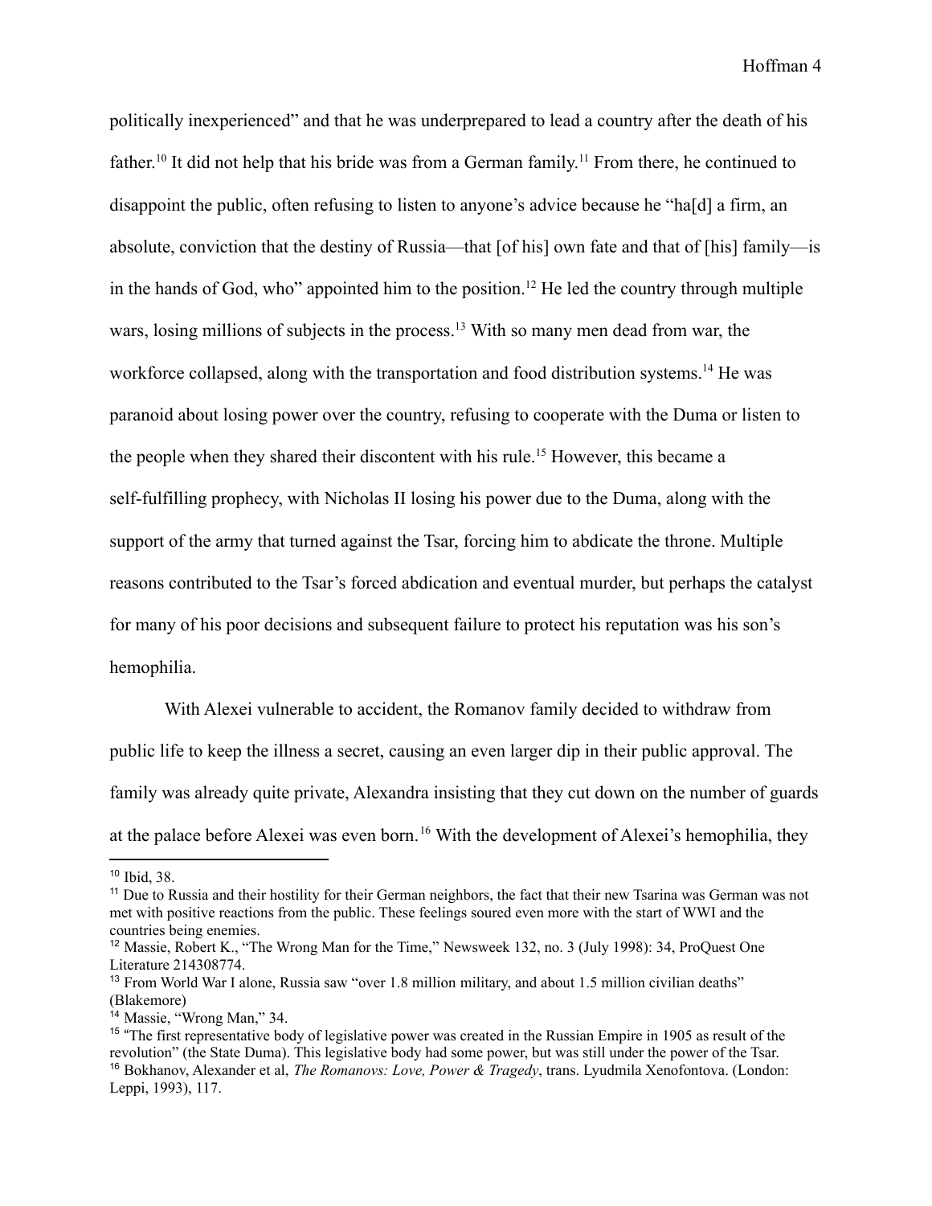politically inexperienced" and that he was underprepared to lead a country after the death of his father.[10] It did not help that his bride was from a German family.[11] From there, he continued to disappoint the public, often refusing to listen to anyone's advice because he "ha[d] a firm, an absolute, conviction that the destiny of Russia—that [of his] own fate and that of [his] family—is in the hands of God, who" appointed him to the position.[12] He led the country through multiple wars, losing millions of subjects in the process.[13] With so many men dead from war, the workforce collapsed, along with the transportation and food distribution systems.[14] He was paranoid about losing power over the country, refusing to cooperate with the Duma or listen to the people when they shared their discontent with his rule.[15] However, this became a self-fulfilling prophecy, with Nicholas II losing his power due to the Duma, along with the support of the army that turned against the Tsar, forcing him to abdicate the throne. Multiple reasons contributed to the Tsar's forced abdication and eventual murder, but perhaps the catalyst for many of his poor decisions and subsequent failure to protect his reputation was his son's hemophilia.

With Alexei vulnerable to accident, the Romanov family decided to withdraw from public life to keep the illness a secret, causing an even larger dip in their public approval. The family was already quite private, Alexandra insisting that they cut down on the number of guards at the palace before Alexei was even born.[16] With the development of Alexei's hemophilia, they

---

[10] Ibid, 38.

[11] Due to Russia and their hostility for their German neighbors, the fact that their new Tsarina was German was not met with positive reactions from the public. These feelings soured even more with the start of WWI and the countries being enemies.

[12] Massie, Robert K., "The Wrong Man for the Time," Newsweek 132, no. 3 (July 1998): 34, ProQuest One Literature 214308774.

[13] From World War I alone, Russia saw "over 1.8 million military, and about 1.5 million civilian deaths" (Blakemore)

[14] Massie, "Wrong Man," 34.

[15] "The first representative body of legislative power was created in the Russian Empire in 1905 as result of the revolution" (the State Duma). This legislative body had some power, but was still under the power of the Tsar.

[16] Bokhanov, Alexander et al, *The Romanovs: Love, Power & Tragedy*, trans. Lyudmila Xenofontova. (London: Leppi, 1993), 117.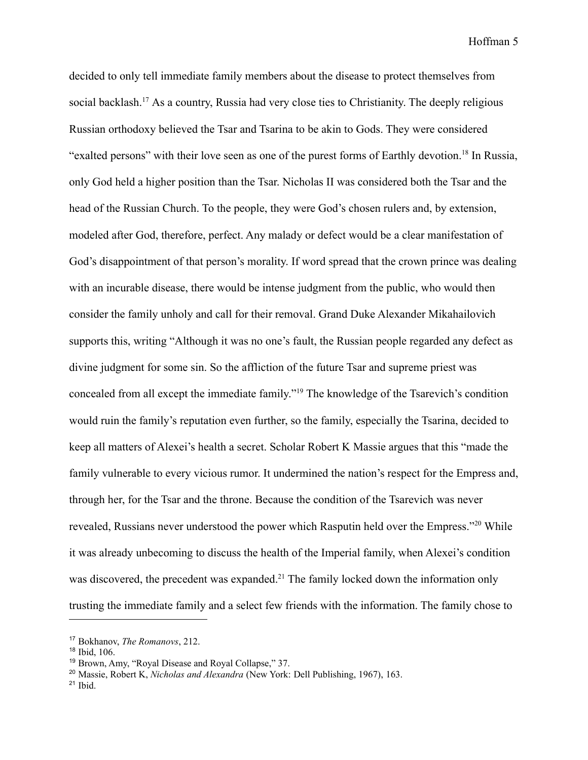decided to only tell immediate family members about the disease to protect themselves from social backlash.[17] As a country, Russia had very close ties to Christianity. The deeply religious Russian orthodoxy believed the Tsar and Tsarina to be akin to Gods. They were considered "exalted persons" with their love seen as one of the purest forms of Earthly devotion.[18] In Russia, only God held a higher position than the Tsar. Nicholas II was considered both the Tsar and the head of the Russian Church. To the people, they were God's chosen rulers and, by extension, modeled after God, therefore, perfect. Any malady or defect would be a clear manifestation of God's disappointment of that person's morality. If word spread that the crown prince was dealing with an incurable disease, there would be intense judgment from the public, who would then consider the family unholy and call for their removal. Grand Duke Alexander Mikahailovich supports this, writing "Although it was no one's fault, the Russian people regarded any defect as divine judgment for some sin. So the affliction of the future Tsar and supreme priest was concealed from all except the immediate family."[19] The knowledge of the Tsarevich's condition would ruin the family's reputation even further, so the family, especially the Tsarina, decided to keep all matters of Alexei's health a secret. Scholar Robert K Massie argues that this "made the family vulnerable to every vicious rumor. It undermined the nation's respect for the Empress and, through her, for the Tsar and the throne. Because the condition of the Tsarevich was never revealed, Russians never understood the power which Rasputin held over the Empress."[20] While it was already unbecoming to discuss the health of the Imperial family, when Alexei's condition was discovered, the precedent was expanded.[21] The family locked down the information only trusting the immediate family and a select few friends with the information. The family chose to

---

[17] Bokhanov, *The Romanovs*, 212.

[18] Ibid, 106.

[19] Brown, Amy, "Royal Disease and Royal Collapse," 37.

[20] Massie, Robert K, *Nicholas and Alexandra* (New York: Dell Publishing, 1967), 163.

[21] Ibid.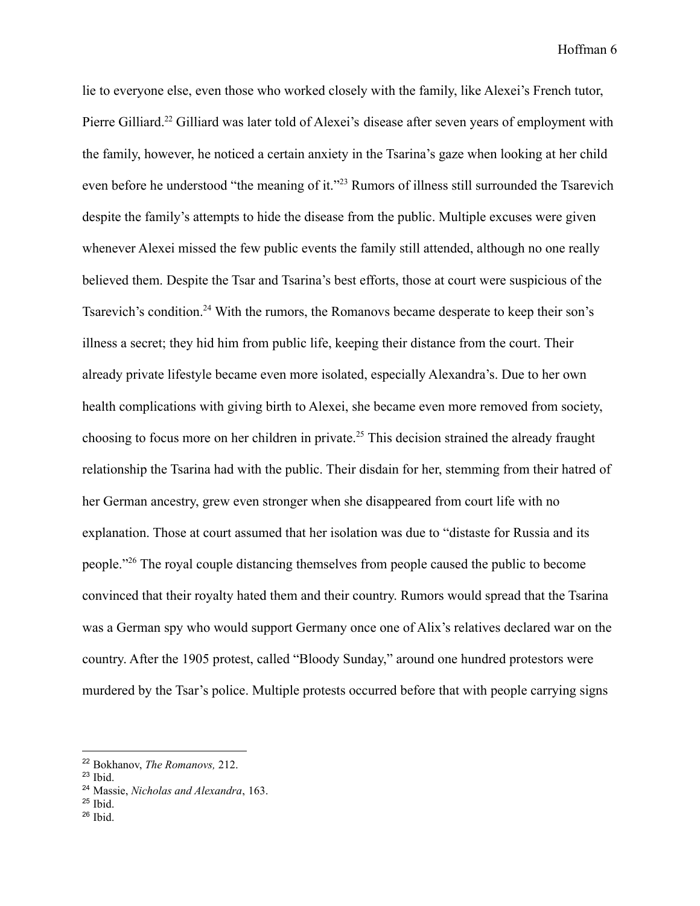lie to everyone else, even those who worked closely with the family, like Alexei's French tutor, Pierre Gilliard.[22] Gilliard was later told of Alexei's disease after seven years of employment with the family, however, he noticed a certain anxiety in the Tsarina's gaze when looking at her child even before he understood "the meaning of it."[23] Rumors of illness still surrounded the Tsarevich despite the family's attempts to hide the disease from the public. Multiple excuses were given whenever Alexei missed the few public events the family still attended, although no one really believed them. Despite the Tsar and Tsarina's best efforts, those at court were suspicious of the Tsarevich's condition.[24] With the rumors, the Romanovs became desperate to keep their son's illness a secret; they hid him from public life, keeping their distance from the court. Their already private lifestyle became even more isolated, especially Alexandra's. Due to her own health complications with giving birth to Alexei, she became even more removed from society, choosing to focus more on her children in private.[25] This decision strained the already fraught relationship the Tsarina had with the public. Their disdain for her, stemming from their hatred of her German ancestry, grew even stronger when she disappeared from court life with no explanation. Those at court assumed that her isolation was due to "distaste for Russia and its people."[26] The royal couple distancing themselves from people caused the public to become convinced that their royalty hated them and their country. Rumors would spread that the Tsarina was a German spy who would support Germany once one of Alix's relatives declared war on the country. After the 1905 protest, called "Bloody Sunday," around one hundred protestors were murdered by the Tsar's police. Multiple protests occurred before that with people carrying signs

---

[22] Bokhanov, *The Romanovs,* 212.

[23] Ibid.

[24] Massie, *Nicholas and Alexandra*, 163.

[25] Ibid.

[26] Ibid.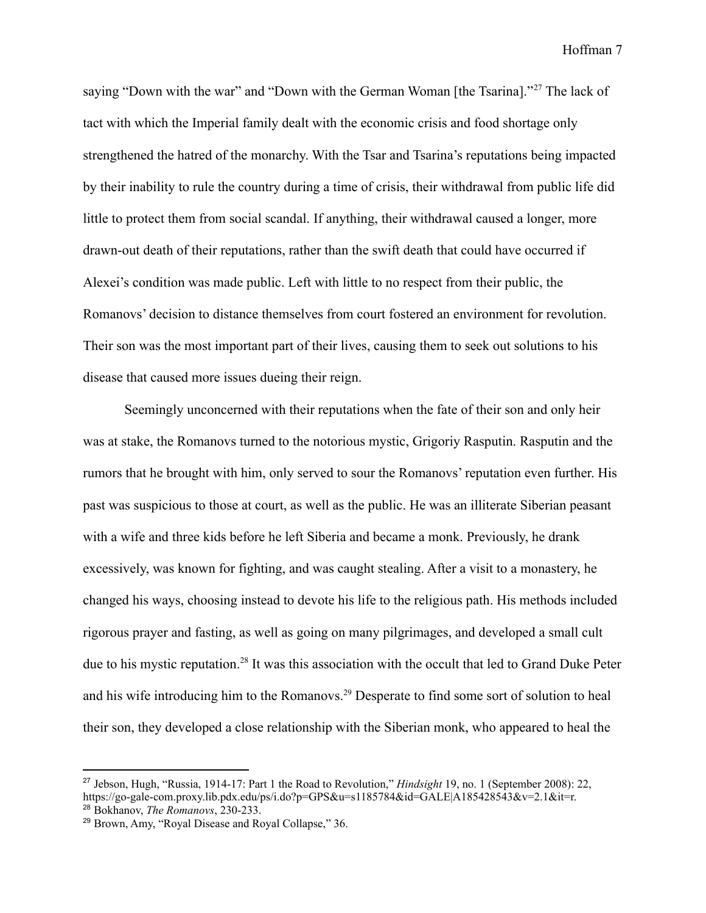saying "Down with the war" and "Down with the German Woman [the Tsarina]."[27] The lack of tact with which the Imperial family dealt with the economic crisis and food shortage only strengthened the hatred of the monarchy. With the Tsar and Tsarina's reputations being impacted by their inability to rule the country during a time of crisis, their withdrawal from public life did little to protect them from social scandal. If anything, their withdrawal caused a longer, more drawn-out death of their reputations, rather than the swift death that could have occurred if Alexei's condition was made public. Left with little to no respect from their public, the Romanovs' decision to distance themselves from court fostered an environment for revolution. Their son was the most important part of their lives, causing them to seek out solutions to his disease that caused more issues dueing their reign.

Seemingly unconcerned with their reputations when the fate of their son and only heir was at stake, the Romanovs turned to the notorious mystic, Grigoriy Rasputin. Rasputin and the rumors that he brought with him, only served to sour the Romanovs' reputation even further. His past was suspicious to those at court, as well as the public. He was an illiterate Siberian peasant with a wife and three kids before he left Siberia and became a monk. Previously, he drank excessively, was known for fighting, and was caught stealing. After a visit to a monastery, he changed his ways, choosing instead to devote his life to the religious path. His methods included rigorous prayer and fasting, as well as going on many pilgrimages, and developed a small cult due to his mystic reputation.[28] It was this association with the occult that led to Grand Duke Peter and his wife introducing him to the Romanovs.[29] Desperate to find some sort of solution to heal their son, they developed a close relationship with the Siberian monk, who appeared to heal the

---

[27] Jebson, Hugh, "Russia, 1914-17: Part 1 the Road to Revolution," *Hindsight* 19, no. 1 (September 2008): 22, https://go-gale-com.proxy.lib.pdx.edu/ps/i.do?p=GPS&u=s1185784&id=GALE|A185428543&v=2.1&it=r.

[28] Bokhanov, *The Romanovs*, 230-233.

[29] Brown, Amy, "Royal Disease and Royal Collapse," 36.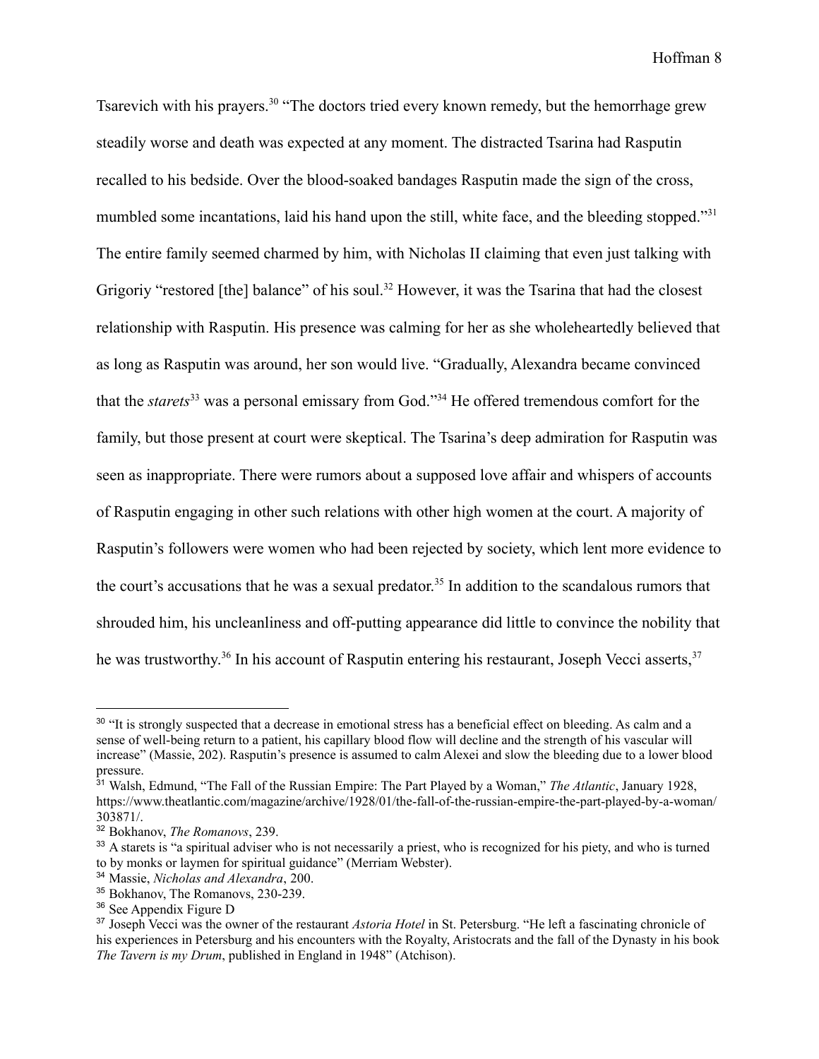Tsarevich with his prayers.[30] "The doctors tried every known remedy, but the hemorrhage grew steadily worse and death was expected at any moment. The distracted Tsarina had Rasputin recalled to his bedside. Over the blood-soaked bandages Rasputin made the sign of the cross, mumbled some incantations, laid his hand upon the still, white face, and the bleeding stopped."[31] The entire family seemed charmed by him, with Nicholas II claiming that even just talking with Grigoriy "restored [the] balance" of his soul.[32] However, it was the Tsarina that had the closest relationship with Rasputin. His presence was calming for her as she wholeheartedly believed that as long as Rasputin was around, her son would live. "Gradually, Alexandra became convinced that the *starets*[33] was a personal emissary from God."[34] He offered tremendous comfort for the family, but those present at court were skeptical. The Tsarina's deep admiration for Rasputin was seen as inappropriate. There were rumors about a supposed love affair and whispers of accounts of Rasputin engaging in other such relations with other high women at the court. A majority of Rasputin's followers were women who had been rejected by society, which lent more evidence to the court's accusations that he was a sexual predator.[35] In addition to the scandalous rumors that shrouded him, his uncleanliness and off-putting appearance did little to convince the nobility that he was trustworthy.[36] In his account of Rasputin entering his restaurant, Joseph Vecci asserts,[37]

---

[30] "It is strongly suspected that a decrease in emotional stress has a beneficial effect on bleeding. As calm and a sense of well-being return to a patient, his capillary blood flow will decline and the strength of his vascular will increase" (Massie, 202). Rasputin's presence is assumed to calm Alexei and slow the bleeding due to a lower blood pressure.

[31] Walsh, Edmund, "The Fall of the Russian Empire: The Part Played by a Woman," *The Atlantic*, January 1928, https://www.theatlantic.com/magazine/archive/1928/01/the-fall-of-the-russian-empire-the-part-played-by-a-woman/303871/.

[32] Bokhanov, *The Romanovs*, 239.

[33] A starets is "a spiritual adviser who is not necessarily a priest, who is recognized for his piety, and who is turned to by monks or laymen for spiritual guidance" (Merriam Webster).

[34] Massie, *Nicholas and Alexandra*, 200.

[35] Bokhanov, The Romanovs, 230-239.

[36] See Appendix Figure D

[37] Joseph Vecci was the owner of the restaurant *Astoria Hotel* in St. Petersburg. "He left a fascinating chronicle of his experiences in Petersburg and his encounters with the Royalty, Aristocrats and the fall of the Dynasty in his book *The Tavern is my Drum*, published in England in 1948" (Atchison).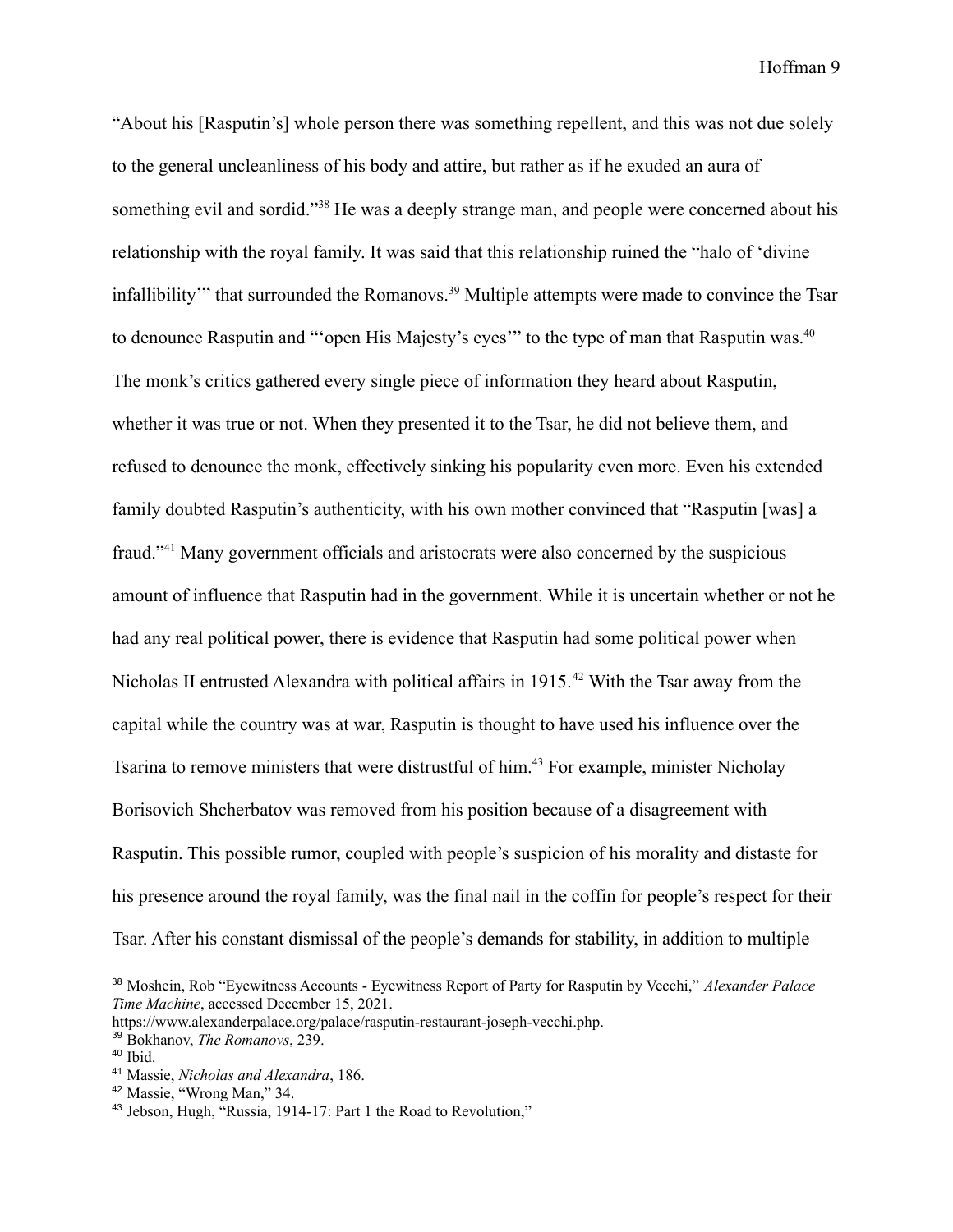"About his [Rasputin's] whole person there was something repellent, and this was not due solely to the general uncleanliness of his body and attire, but rather as if he exuded an aura of something evil and sordid."[38] He was a deeply strange man, and people were concerned about his relationship with the royal family. It was said that this relationship ruined the "halo of 'divine infallibility'" that surrounded the Romanovs.[39] Multiple attempts were made to convince the Tsar to denounce Rasputin and "'open His Majesty's eyes'" to the type of man that Rasputin was.[40] The monk's critics gathered every single piece of information they heard about Rasputin, whether it was true or not. When they presented it to the Tsar, he did not believe them, and refused to denounce the monk, effectively sinking his popularity even more. Even his extended family doubted Rasputin's authenticity, with his own mother convinced that "Rasputin [was] a fraud."[41] Many government officials and aristocrats were also concerned by the suspicious amount of influence that Rasputin had in the government. While it is uncertain whether or not he had any real political power, there is evidence that Rasputin had some political power when Nicholas II entrusted Alexandra with political affairs in 1915.[42] With the Tsar away from the capital while the country was at war, Rasputin is thought to have used his influence over the Tsarina to remove ministers that were distrustful of him.[43] For example, minister Nicholay Borisovich Shcherbatov was removed from his position because of a disagreement with Rasputin. This possible rumor, coupled with people's suspicion of his morality and distaste for his presence around the royal family, was the final nail in the coffin for people's respect for their Tsar. After his constant dismissal of the people's demands for stability, in addition to multiple

---

[38] Moshein, Rob "Eyewitness Accounts - Eyewitness Report of Party for Rasputin by Vecchi," *Alexander Palace Time Machine*, accessed December 15, 2021. https://www.alexanderpalace.org/palace/rasputin-restaurant-joseph-vecchi.php.

[39] Bokhanov, *The Romanovs*, 239.

[40] Ibid.

[41] Massie, *Nicholas and Alexandra*, 186.

[42] Massie, "Wrong Man," 34.

[43] Jebson, Hugh, "Russia, 1914-17: Part 1 the Road to Revolution,"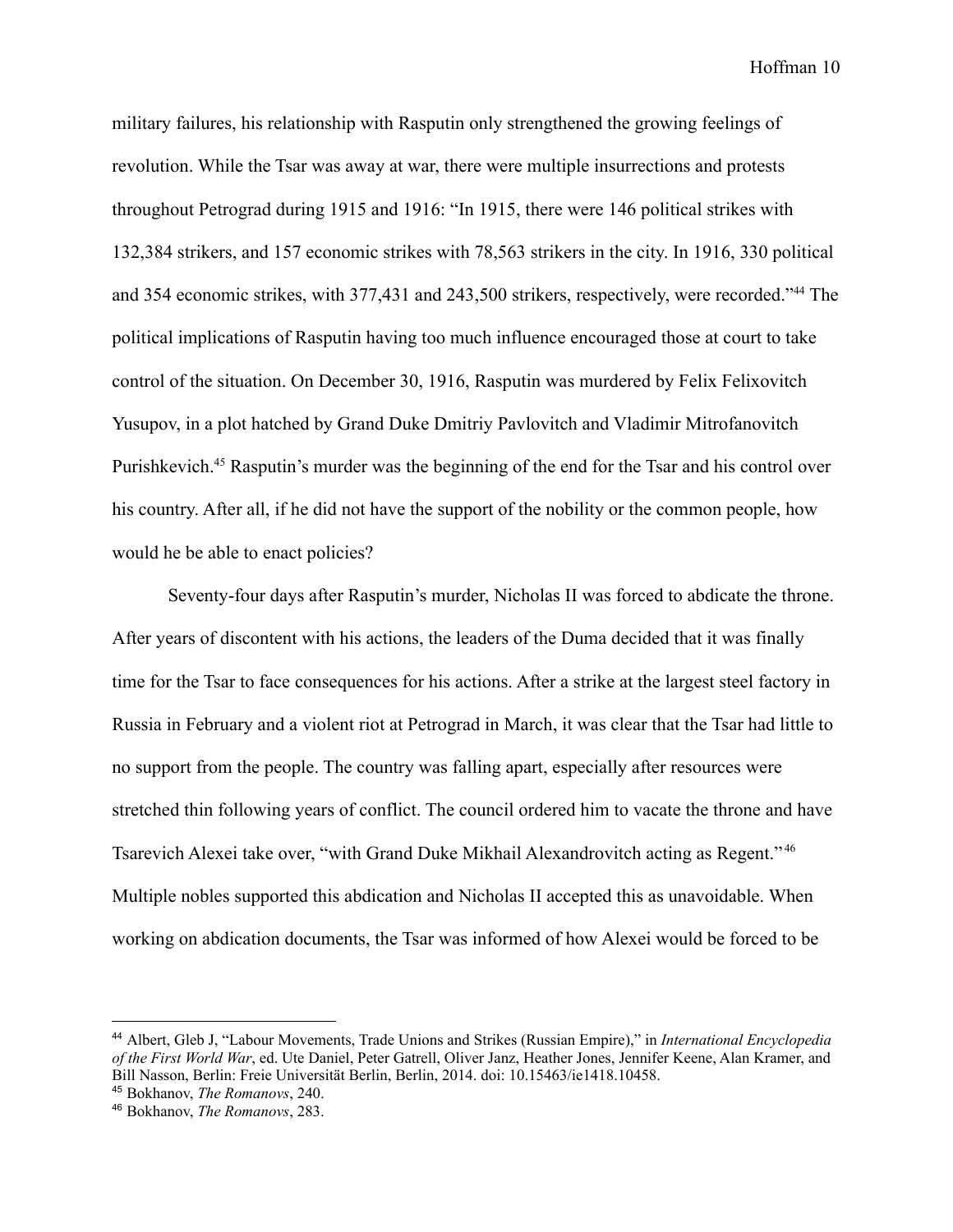military failures, his relationship with Rasputin only strengthened the growing feelings of revolution. While the Tsar was away at war, there were multiple insurrections and protests throughout Petrograd during 1915 and 1916: "In 1915, there were 146 political strikes with 132,384 strikers, and 157 economic strikes with 78,563 strikers in the city. In 1916, 330 political and 354 economic strikes, with 377,431 and 243,500 strikers, respectively, were recorded."[44] The political implications of Rasputin having too much influence encouraged those at court to take control of the situation. On December 30, 1916, Rasputin was murdered by Felix Felixovitch Yusupov, in a plot hatched by Grand Duke Dmitriy Pavlovitch and Vladimir Mitrofanovitch Purishkevich.[45] Rasputin's murder was the beginning of the end for the Tsar and his control over his country. After all, if he did not have the support of the nobility or the common people, how would he be able to enact policies?

Seventy-four days after Rasputin's murder, Nicholas II was forced to abdicate the throne. After years of discontent with his actions, the leaders of the Duma decided that it was finally time for the Tsar to face consequences for his actions. After a strike at the largest steel factory in Russia in February and a violent riot at Petrograd in March, it was clear that the Tsar had little to no support from the people. The country was falling apart, especially after resources were stretched thin following years of conflict. The council ordered him to vacate the throne and have Tsarevich Alexei take over, "with Grand Duke Mikhail Alexandrovitch acting as Regent."[46] Multiple nobles supported this abdication and Nicholas II accepted this as unavoidable. When working on abdication documents, the Tsar was informed of how Alexei would be forced to be

---

[44] Albert, Gleb J, "Labour Movements, Trade Unions and Strikes (Russian Empire)," in *International Encyclopedia of the First World War*, ed. Ute Daniel, Peter Gatrell, Oliver Janz, Heather Jones, Jennifer Keene, Alan Kramer, and Bill Nasson, Berlin: Freie Universität Berlin, Berlin, 2014. doi: 10.15463/ie1418.10458.

[45] Bokhanov, *The Romanovs*, 240.

[46] Bokhanov, *The Romanovs*, 283.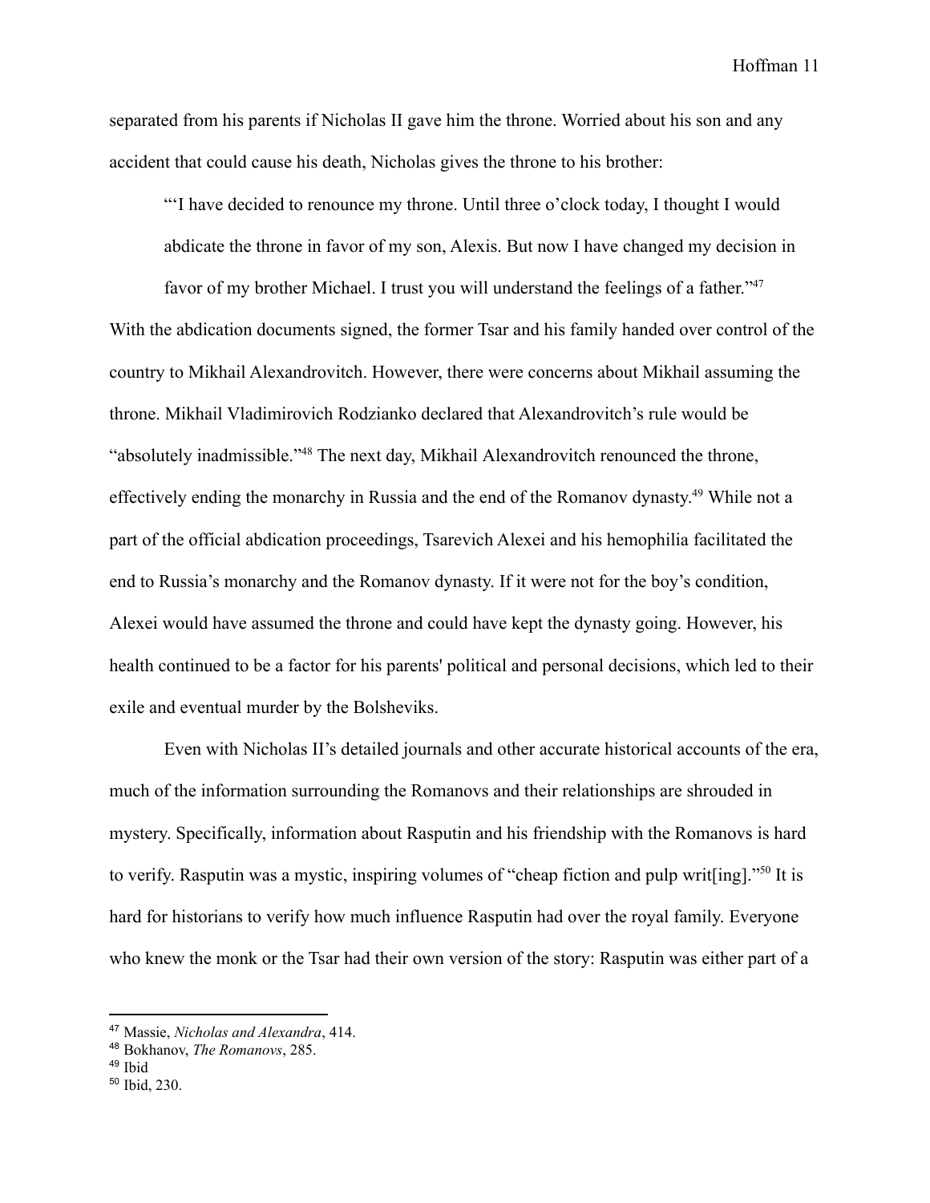separated from his parents if Nicholas II gave him the throne. Worried about his son and any accident that could cause his death, Nicholas gives the throne to his brother:

> "'I have decided to renounce my throne. Until three o'clock today, I thought I would abdicate the throne in favor of my son, Alexis. But now I have changed my decision in favor of my brother Michael. I trust you will understand the feelings of a father."[47]

With the abdication documents signed, the former Tsar and his family handed over control of the country to Mikhail Alexandrovitch. However, there were concerns about Mikhail assuming the throne. Mikhail Vladimirovich Rodzianko declared that Alexandrovitch's rule would be "absolutely inadmissible."[48] The next day, Mikhail Alexandrovitch renounced the throne, effectively ending the monarchy in Russia and the end of the Romanov dynasty.[49] While not a part of the official abdication proceedings, Tsarevich Alexei and his hemophilia facilitated the end to Russia's monarchy and the Romanov dynasty. If it were not for the boy's condition, Alexei would have assumed the throne and could have kept the dynasty going. However, his health continued to be a factor for his parents' political and personal decisions, which led to their exile and eventual murder by the Bolsheviks.

Even with Nicholas II's detailed journals and other accurate historical accounts of the era, much of the information surrounding the Romanovs and their relationships are shrouded in mystery. Specifically, information about Rasputin and his friendship with the Romanovs is hard to verify. Rasputin was a mystic, inspiring volumes of "cheap fiction and pulp writ[ing]."[50] It is hard for historians to verify how much influence Rasputin had over the royal family. Everyone who knew the monk or the Tsar had their own version of the story: Rasputin was either part of a

---

[47] Massie, *Nicholas and Alexandra*, 414.

[48] Bokhanov, *The Romanovs*, 285.

[49] Ibid

[50] Ibid, 230.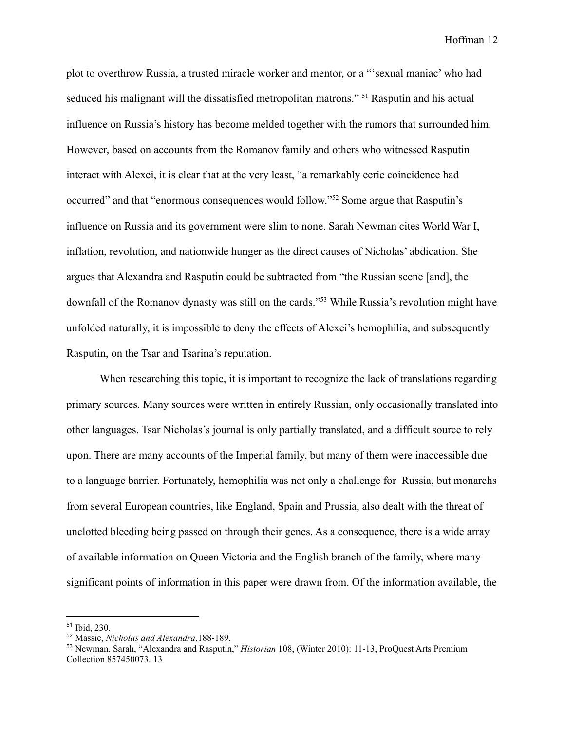plot to overthrow Russia, a trusted miracle worker and mentor, or a "'sexual maniac' who had seduced his malignant will the dissatisfied metropolitan matrons." [51] Rasputin and his actual influence on Russia's history has become melded together with the rumors that surrounded him. However, based on accounts from the Romanov family and others who witnessed Rasputin interact with Alexei, it is clear that at the very least, "a remarkably eerie coincidence had occurred" and that "enormous consequences would follow."[52] Some argue that Rasputin's influence on Russia and its government were slim to none. Sarah Newman cites World War I, inflation, revolution, and nationwide hunger as the direct causes of Nicholas' abdication. She argues that Alexandra and Rasputin could be subtracted from "the Russian scene [and], the downfall of the Romanov dynasty was still on the cards."[53] While Russia's revolution might have unfolded naturally, it is impossible to deny the effects of Alexei's hemophilia, and subsequently Rasputin, on the Tsar and Tsarina's reputation.

When researching this topic, it is important to recognize the lack of translations regarding primary sources. Many sources were written in entirely Russian, only occasionally translated into other languages. Tsar Nicholas's journal is only partially translated, and a difficult source to rely upon. There are many accounts of the Imperial family, but many of them were inaccessible due to a language barrier. Fortunately, hemophilia was not only a challenge for Russia, but monarchs from several European countries, like England, Spain and Prussia, also dealt with the threat of unclotted bleeding being passed on through their genes. As a consequence, there is a wide array of available information on Queen Victoria and the English branch of the family, where many significant points of information in this paper were drawn from. Of the information available, the

---

[51] Ibid, 230.

[52] Massie, *Nicholas and Alexandra*,188-189.

[53] Newman, Sarah, "Alexandra and Rasputin," *Historian* 108, (Winter 2010): 11-13, ProQuest Arts Premium Collection 857450073. 13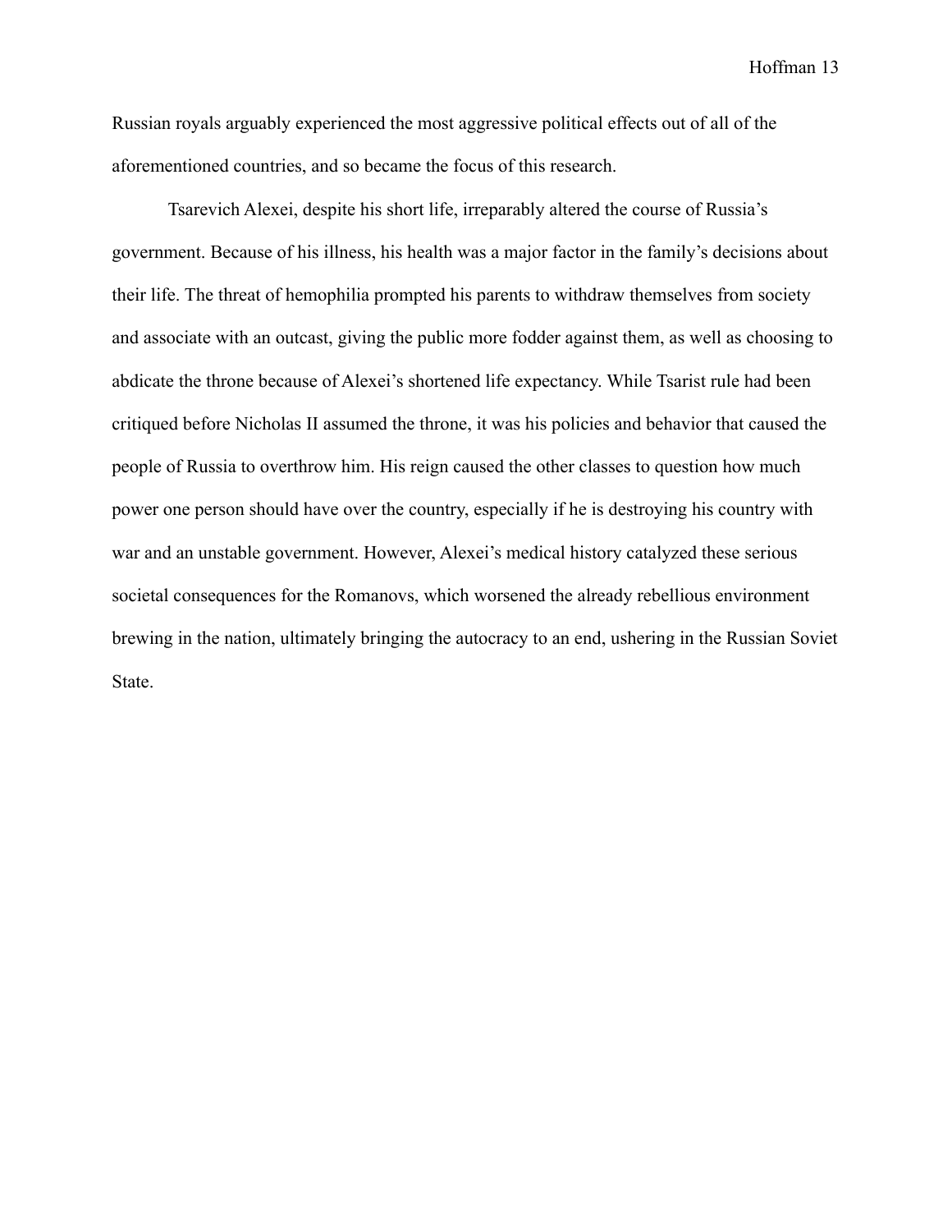Russian royals arguably experienced the most aggressive political effects out of all of the aforementioned countries, and so became the focus of this research.

Tsarevich Alexei, despite his short life, irreparably altered the course of Russia's government. Because of his illness, his health was a major factor in the family's decisions about their life. The threat of hemophilia prompted his parents to withdraw themselves from society and associate with an outcast, giving the public more fodder against them, as well as choosing to abdicate the throne because of Alexei's shortened life expectancy. While Tsarist rule had been critiqued before Nicholas II assumed the throne, it was his policies and behavior that caused the people of Russia to overthrow him. His reign caused the other classes to question how much power one person should have over the country, especially if he is destroying his country with war and an unstable government. However, Alexei's medical history catalyzed these serious societal consequences for the Romanovs, which worsened the already rebellious environment brewing in the nation, ultimately bringing the autocracy to an end, ushering in the Russian Soviet State.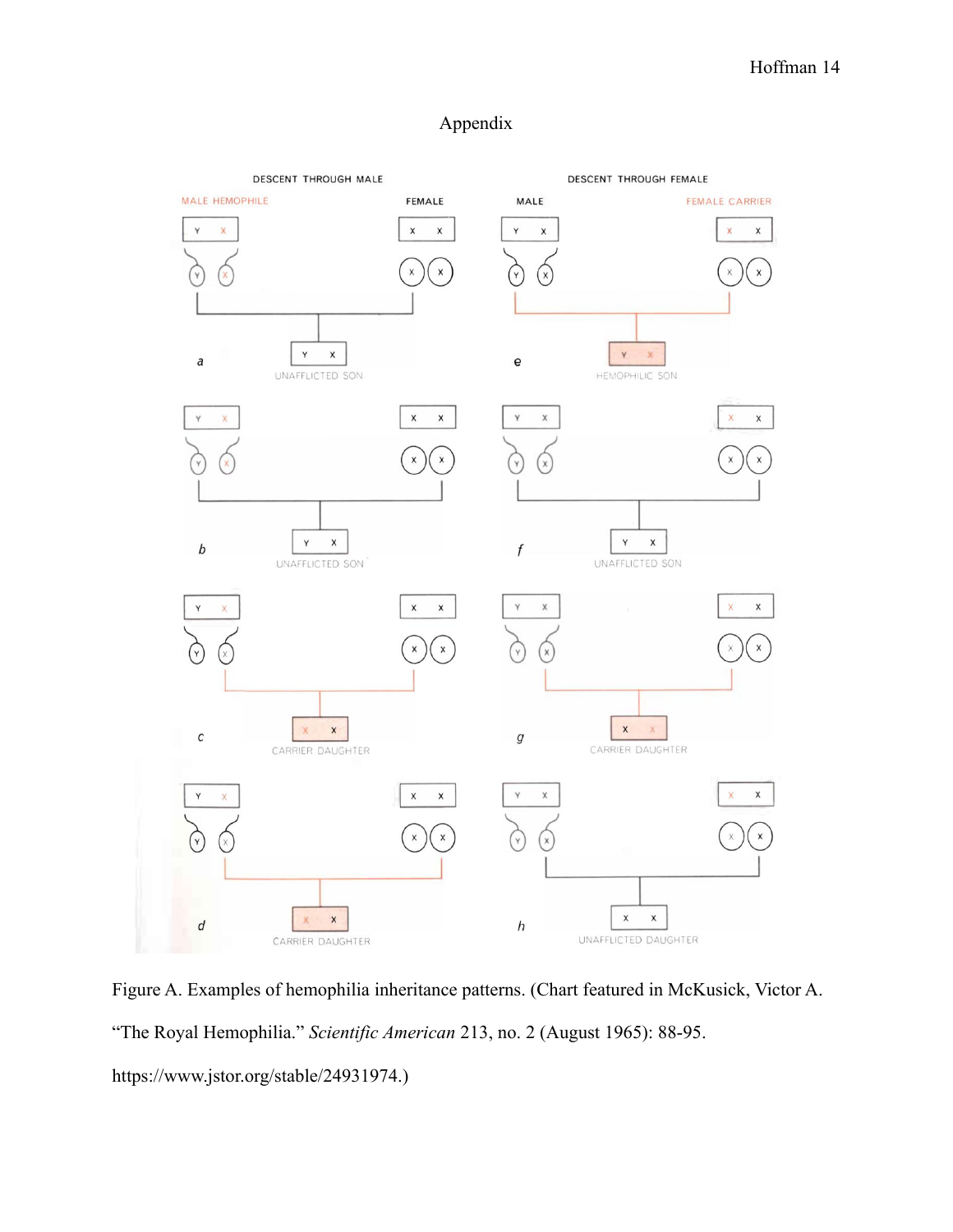# Appendix

Figure A. Examples of hemophilia inheritance patterns. (Chart featured in McKusick, Victor A. "The Royal Hemophilia." *Scientific American* 213, no. 2 (August 1965): 88-95. https://www.jstor.org/stable/24931974.)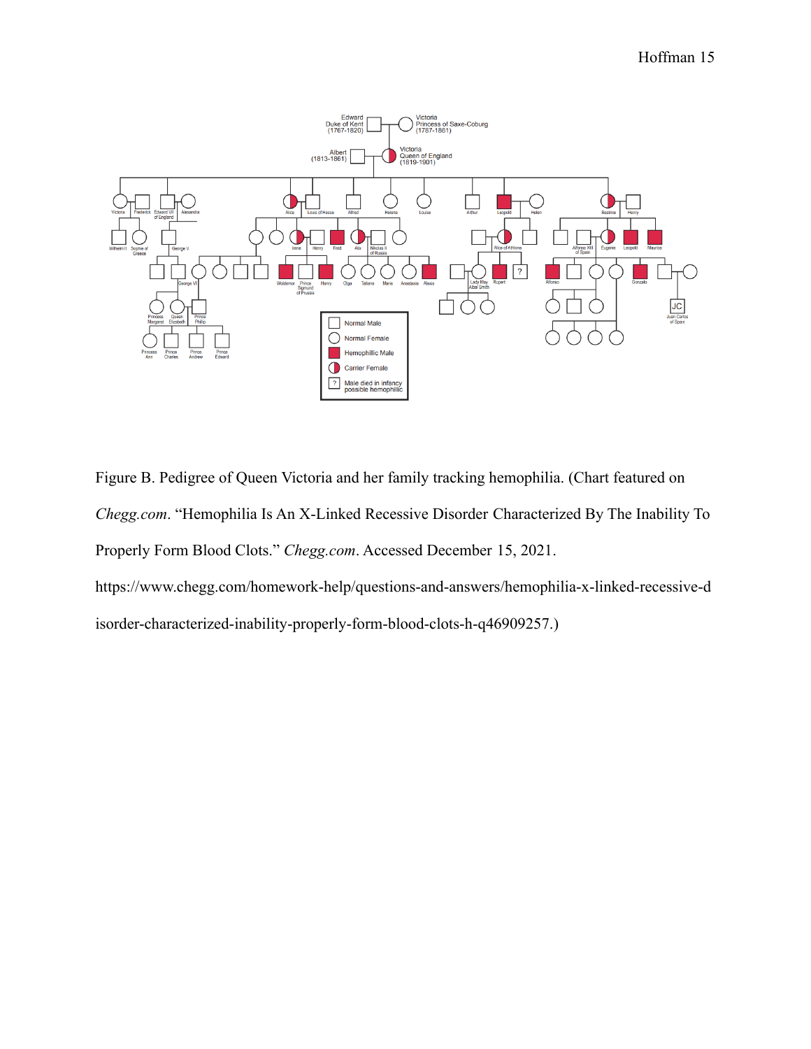Figure B. Pedigree of Queen Victoria and her family tracking hemophilia. (Chart featured on *Chegg.com*. "Hemophilia Is An X-Linked Recessive Disorder Characterized By The Inability To Properly Form Blood Clots." *Chegg.com*. Accessed December 15, 2021. https://www.chegg.com/homework-help/questions-and-answers/hemophilia-x-linked-recessive-disorder-characterized-inability-properly-form-blood-clots-h-q46909257.)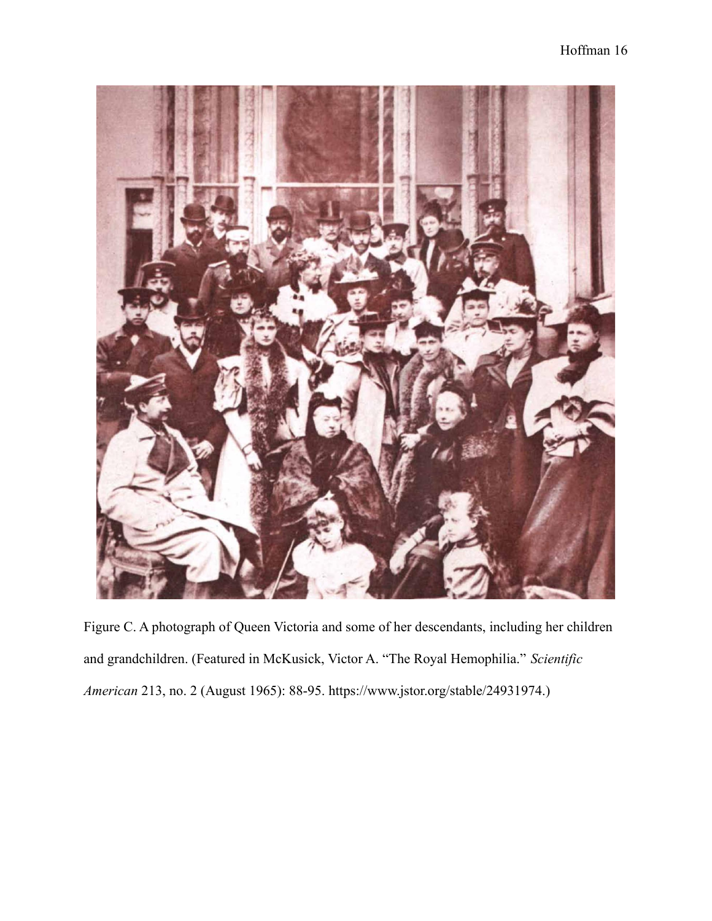Figure C. A photograph of Queen Victoria and some of her descendants, including her children and grandchildren. (Featured in McKusick, Victor A. "The Royal Hemophilia." *Scientific American* 213, no. 2 (August 1965): 88-95. https://www.jstor.org/stable/24931974.)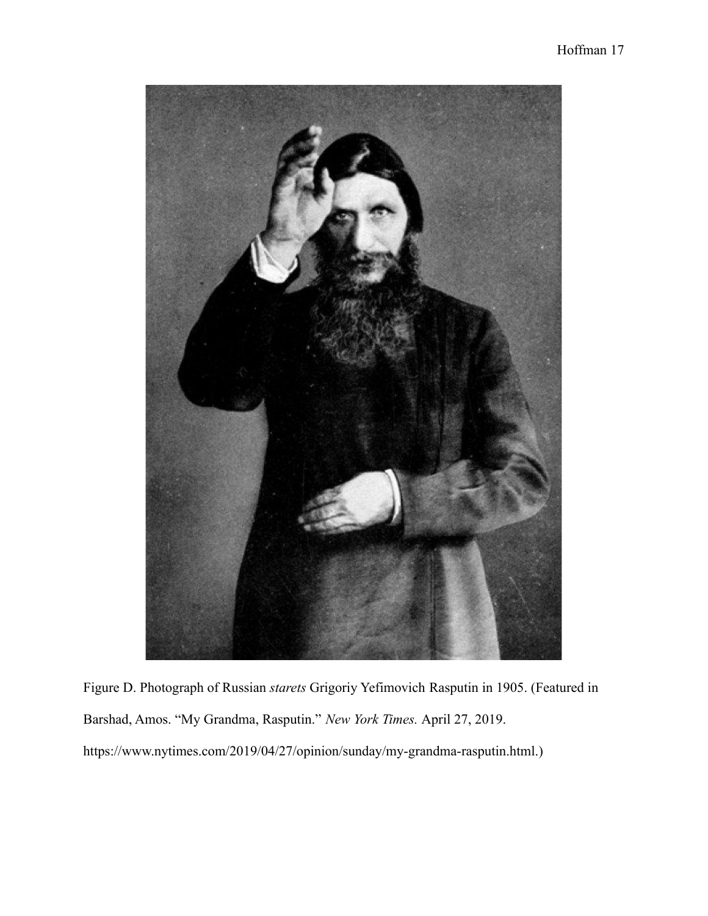Figure D. Photograph of Russian *starets* Grigoriy Yefimovich Rasputin in 1905. (Featured in Barshad, Amos. "My Grandma, Rasputin." *New York Times.* April 27, 2019. https://www.nytimes.com/2019/04/27/opinion/sunday/my-grandma-rasputin.html.)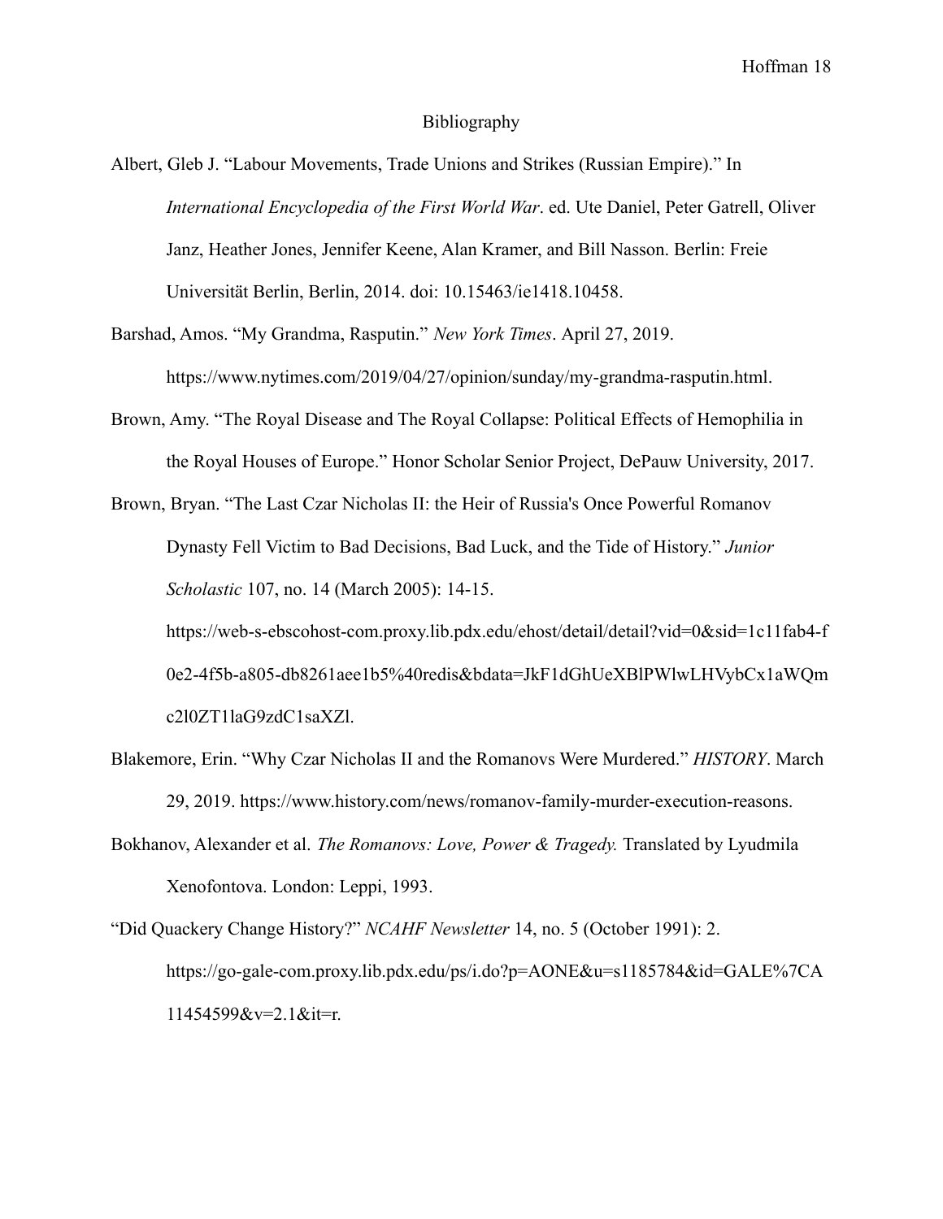# Bibliography

Albert, Gleb J. "Labour Movements, Trade Unions and Strikes (Russian Empire)." In *International Encyclopedia of the First World War*. ed. Ute Daniel, Peter Gatrell, Oliver Janz, Heather Jones, Jennifer Keene, Alan Kramer, and Bill Nasson. Berlin: Freie Universität Berlin, Berlin, 2014. doi: 10.15463/ie1418.10458.

Barshad, Amos. "My Grandma, Rasputin." *New York Times*. April 27, 2019. https://www.nytimes.com/2019/04/27/opinion/sunday/my-grandma-rasputin.html.

Brown, Amy. "The Royal Disease and The Royal Collapse: Political Effects of Hemophilia in the Royal Houses of Europe." Honor Scholar Senior Project, DePauw University, 2017.

Brown, Bryan. "The Last Czar Nicholas II: the Heir of Russia's Once Powerful Romanov Dynasty Fell Victim to Bad Decisions, Bad Luck, and the Tide of History." *Junior Scholastic* 107, no. 14 (March 2005): 14-15. https://web-s-ebscohost-com.proxy.lib.pdx.edu/ehost/detail/detail?vid=0&sid=1c11fab4-f0e2-4f5b-a805-db8261aee1b5%40redis&bdata=JkF1dGhUeXBlPWlwLHVybCx1aWQmc2l0ZT1laG9zdC1saXZl.

Blakemore, Erin. "Why Czar Nicholas II and the Romanovs Were Murdered." *HISTORY*. March 29, 2019. https://www.history.com/news/romanov-family-murder-execution-reasons.

Bokhanov, Alexander et al. *The Romanovs: Love, Power & Tragedy.* Translated by Lyudmila Xenofontova. London: Leppi, 1993.

"Did Quackery Change History?" *NCAHF Newsletter* 14, no. 5 (October 1991): 2. https://go-gale-com.proxy.lib.pdx.edu/ps/i.do?p=AONE&u=s1185784&id=GALE%7CA11454599&v=2.1&it=r.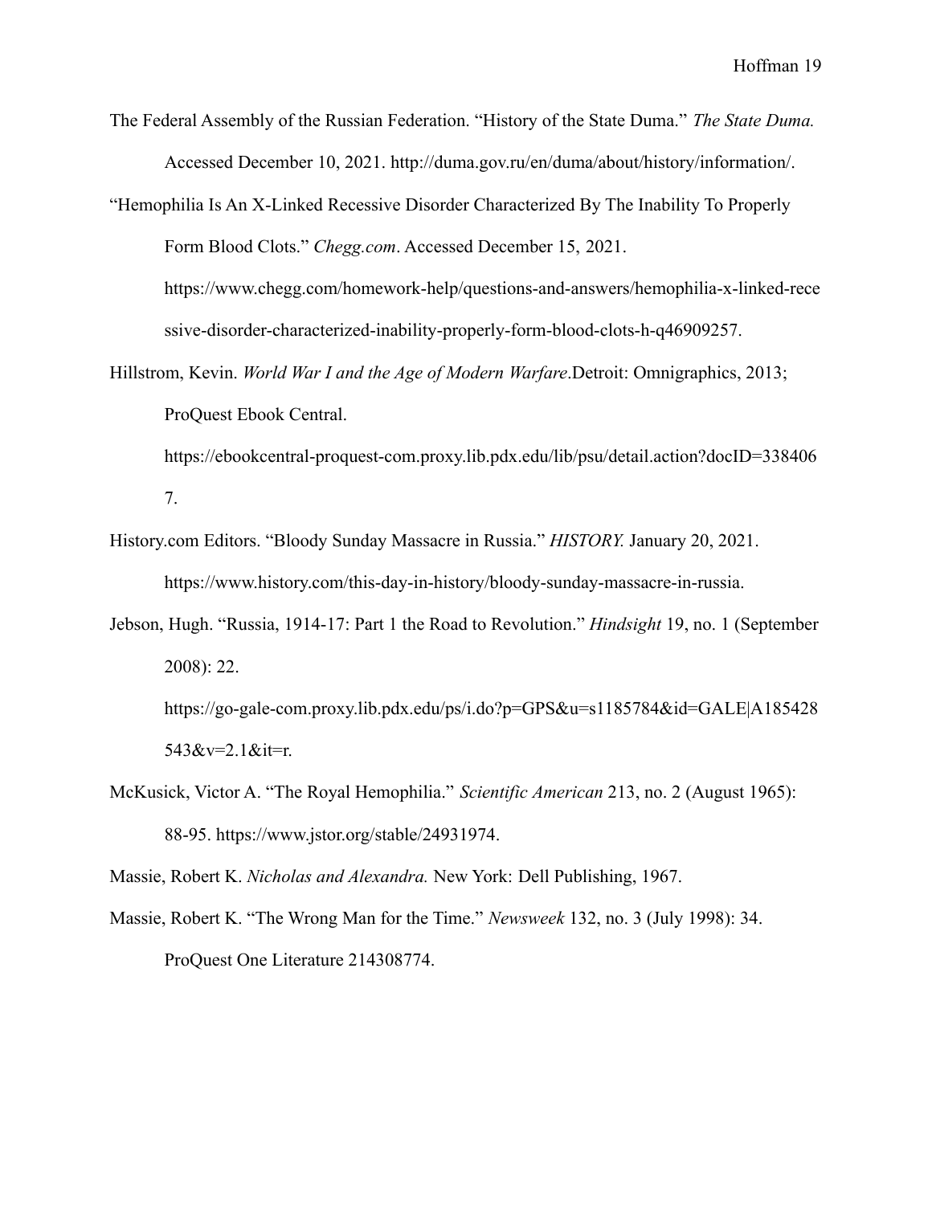The Federal Assembly of the Russian Federation. "History of the State Duma." *The State Duma.* Accessed December 10, 2021. http://duma.gov.ru/en/duma/about/history/information/.

"Hemophilia Is An X-Linked Recessive Disorder Characterized By The Inability To Properly Form Blood Clots." *Chegg.com*. Accessed December 15, 2021. https://www.chegg.com/homework-help/questions-and-answers/hemophilia-x-linked-recessive-disorder-characterized-inability-properly-form-blood-clots-h-q46909257.

Hillstrom, Kevin. *World War I and the Age of Modern Warfare*.Detroit: Omnigraphics, 2013; ProQuest Ebook Central. https://ebookcentral-proquest-com.proxy.lib.pdx.edu/lib/psu/detail.action?docID=3384067.

History.com Editors. "Bloody Sunday Massacre in Russia." *HISTORY.* January 20, 2021. https://www.history.com/this-day-in-history/bloody-sunday-massacre-in-russia.

Jebson, Hugh. "Russia, 1914-17: Part 1 the Road to Revolution." *Hindsight* 19, no. 1 (September 2008): 22. https://go-gale-com.proxy.lib.pdx.edu/ps/i.do?p=GPS&u=s1185784&id=GALE|A185428543&v=2.1&it=r.

McKusick, Victor A. "The Royal Hemophilia." *Scientific American* 213, no. 2 (August 1965): 88-95. https://www.jstor.org/stable/24931974.

Massie, Robert K. *Nicholas and Alexandra.* New York: Dell Publishing, 1967.

Massie, Robert K. "The Wrong Man for the Time." *Newsweek* 132, no. 3 (July 1998): 34. ProQuest One Literature 214308774.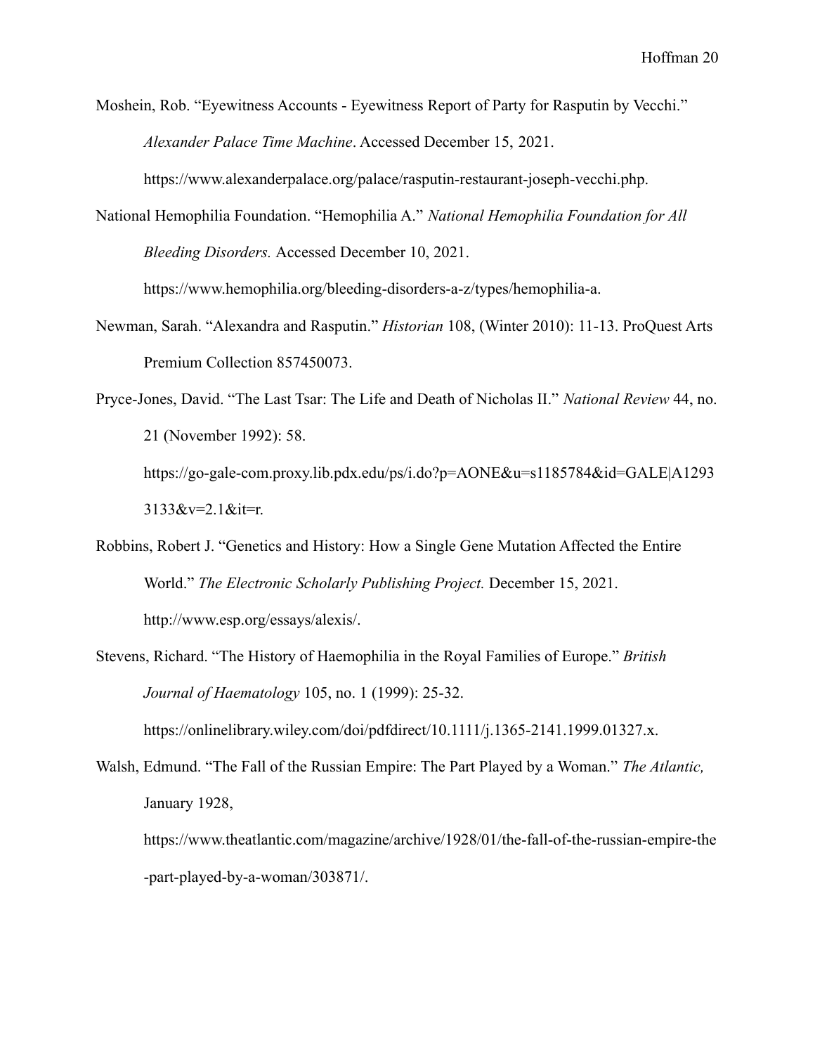Moshein, Rob. "Eyewitness Accounts - Eyewitness Report of Party for Rasputin by Vecchi." *Alexander Palace Time Machine*. Accessed December 15, 2021. https://www.alexanderpalace.org/palace/rasputin-restaurant-joseph-vecchi.php.

National Hemophilia Foundation. "Hemophilia A." *National Hemophilia Foundation for All Bleeding Disorders.* Accessed December 10, 2021. https://www.hemophilia.org/bleeding-disorders-a-z/types/hemophilia-a.

Newman, Sarah. "Alexandra and Rasputin." *Historian* 108, (Winter 2010): 11-13. ProQuest Arts Premium Collection 857450073.

Pryce-Jones, David. "The Last Tsar: The Life and Death of Nicholas II." *National Review* 44, no. 21 (November 1992): 58. https://go-gale-com.proxy.lib.pdx.edu/ps/i.do?p=AONE&u=s1185784&id=GALE|A12933133&v=2.1&it=r.

Robbins, Robert J. "Genetics and History: How a Single Gene Mutation Affected the Entire World." *The Electronic Scholarly Publishing Project.* December 15, 2021. http://www.esp.org/essays/alexis/.

Stevens, Richard. "The History of Haemophilia in the Royal Families of Europe." *British Journal of Haematology* 105, no. 1 (1999): 25-32. https://onlinelibrary.wiley.com/doi/pdfdirect/10.1111/j.1365-2141.1999.01327.x.

Walsh, Edmund. "The Fall of the Russian Empire: The Part Played by a Woman." *The Atlantic,* January 1928, https://www.theatlantic.com/magazine/archive/1928/01/the-fall-of-the-russian-empire-the-part-played-by-a-woman/303871/.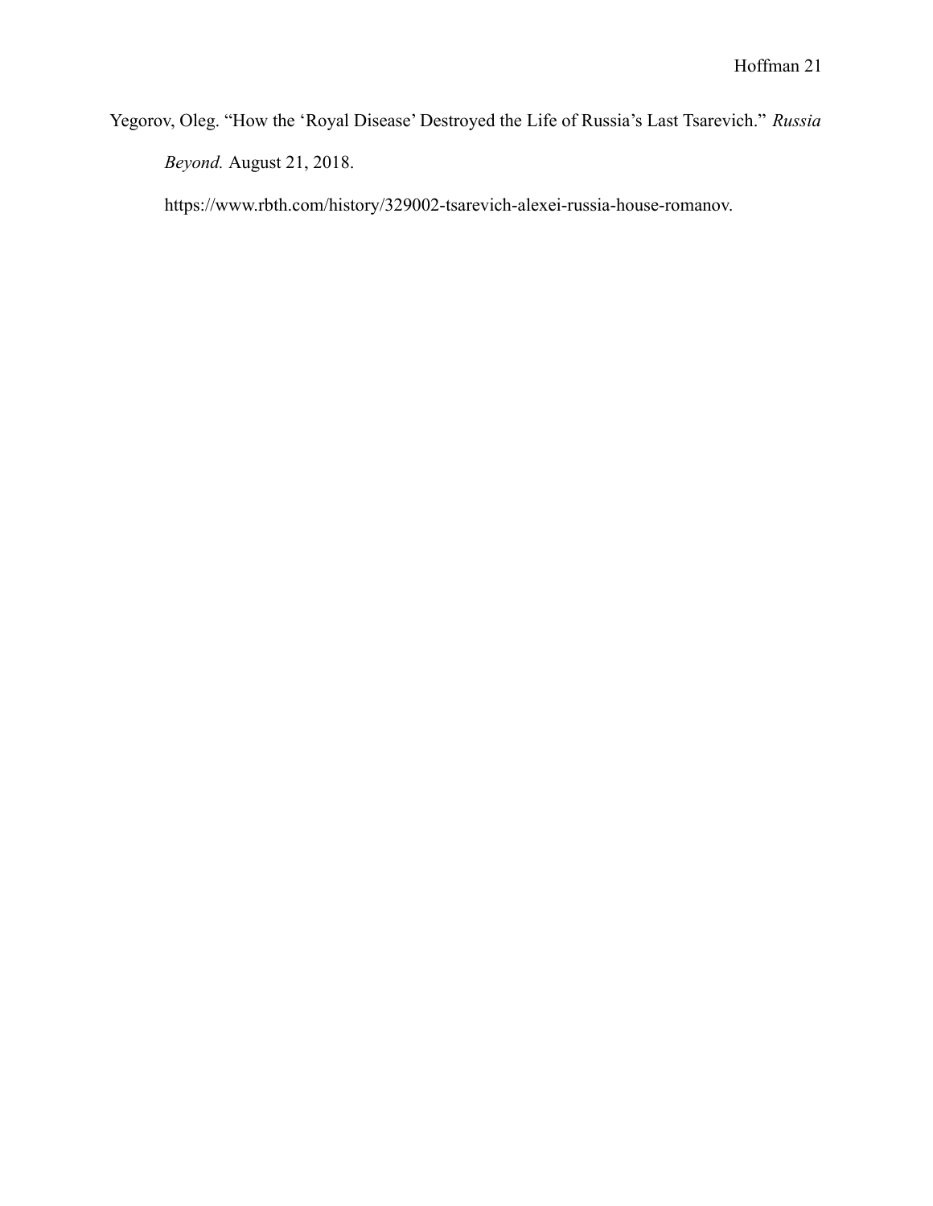Yegorov, Oleg. “How the ‘Royal Disease’ Destroyed the Life of Russia’s Last Tsarevich.” *Russia Beyond.* August 21, 2018. https://www.rbth.com/history/329002-tsarevich-alexei-russia-house-romanov.